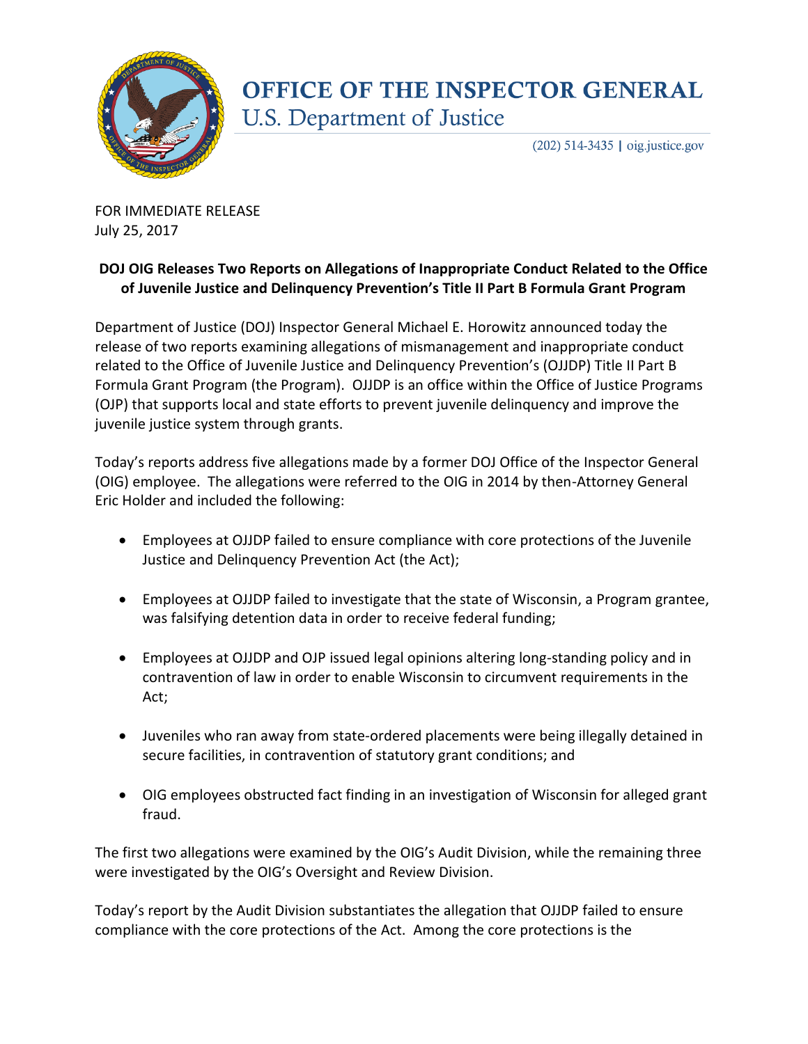# OFFICE OF THE INSPECTOR GENERAL
## U.S. Department of Justice

(202) 514-3435 | oig.justice.gov

FOR IMMEDIATE RELEASE
July 25, 2017

**DOJ OIG Releases Two Reports on Allegations of Inappropriate Conduct Related to the Office of Juvenile Justice and Delinquency Prevention's Title II Part B Formula Grant Program**

Department of Justice (DOJ) Inspector General Michael E. Horowitz announced today the release of two reports examining allegations of mismanagement and inappropriate conduct related to the Office of Juvenile Justice and Delinquency Prevention's (OJJDP) Title II Part B Formula Grant Program (the Program). OJJDP is an office within the Office of Justice Programs (OJP) that supports local and state efforts to prevent juvenile delinquency and improve the juvenile justice system through grants.

Today's reports address five allegations made by a former DOJ Office of the Inspector General (OIG) employee. The allegations were referred to the OIG in 2014 by then-Attorney General Eric Holder and included the following:

- Employees at OJJDP failed to ensure compliance with core protections of the Juvenile Justice and Delinquency Prevention Act (the Act);
- Employees at OJJDP failed to investigate that the state of Wisconsin, a Program grantee, was falsifying detention data in order to receive federal funding;
- Employees at OJJDP and OJP issued legal opinions altering long-standing policy and in contravention of law in order to enable Wisconsin to circumvent requirements in the Act;
- Juveniles who ran away from state-ordered placements were being illegally detained in secure facilities, in contravention of statutory grant conditions; and
- OIG employees obstructed fact finding in an investigation of Wisconsin for alleged grant fraud.

The first two allegations were examined by the OIG's Audit Division, while the remaining three were investigated by the OIG's Oversight and Review Division.

Today's report by the Audit Division substantiates the allegation that OJJDP failed to ensure compliance with the core protections of the Act. Among the core protections is the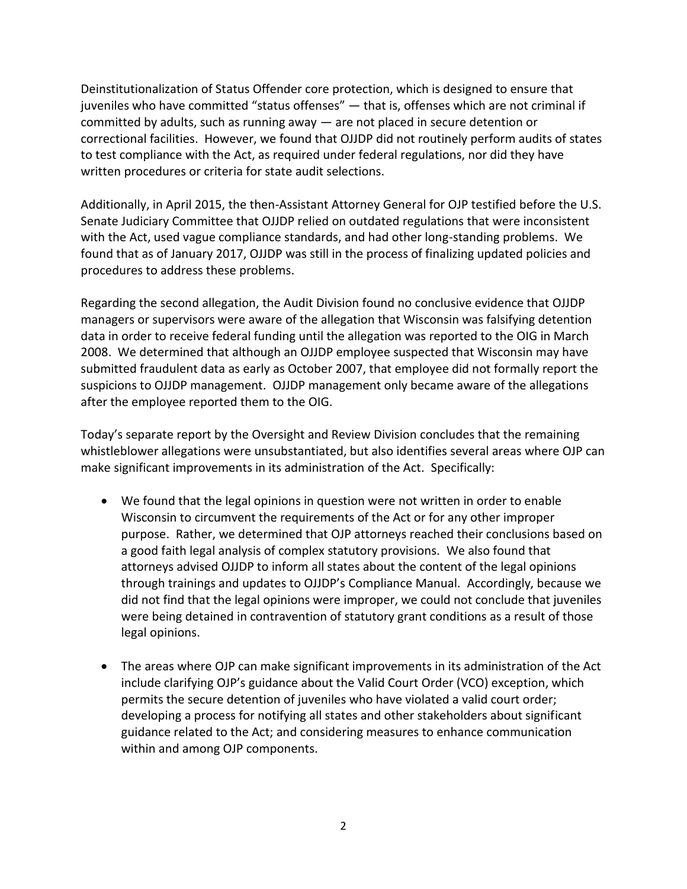Deinstitutionalization of Status Offender core protection, which is designed to ensure that juveniles who have committed "status offenses" — that is, offenses which are not criminal if committed by adults, such as running away — are not placed in secure detention or correctional facilities. However, we found that OJJDP did not routinely perform audits of states to test compliance with the Act, as required under federal regulations, nor did they have written procedures or criteria for state audit selections.

Additionally, in April 2015, the then-Assistant Attorney General for OJP testified before the U.S. Senate Judiciary Committee that OJJDP relied on outdated regulations that were inconsistent with the Act, used vague compliance standards, and had other long-standing problems. We found that as of January 2017, OJJDP was still in the process of finalizing updated policies and procedures to address these problems.

Regarding the second allegation, the Audit Division found no conclusive evidence that OJJDP managers or supervisors were aware of the allegation that Wisconsin was falsifying detention data in order to receive federal funding until the allegation was reported to the OIG in March 2008. We determined that although an OJJDP employee suspected that Wisconsin may have submitted fraudulent data as early as October 2007, that employee did not formally report the suspicions to OJJDP management. OJJDP management only became aware of the allegations after the employee reported them to the OIG.

Today's separate report by the Oversight and Review Division concludes that the remaining whistleblower allegations were unsubstantiated, but also identifies several areas where OJP can make significant improvements in its administration of the Act. Specifically:

- We found that the legal opinions in question were not written in order to enable Wisconsin to circumvent the requirements of the Act or for any other improper purpose. Rather, we determined that OJP attorneys reached their conclusions based on a good faith legal analysis of complex statutory provisions. We also found that attorneys advised OJJDP to inform all states about the content of the legal opinions through trainings and updates to OJJDP's Compliance Manual. Accordingly, because we did not find that the legal opinions were improper, we could not conclude that juveniles were being detained in contravention of statutory grant conditions as a result of those legal opinions.

- The areas where OJP can make significant improvements in its administration of the Act include clarifying OJP's guidance about the Valid Court Order (VCO) exception, which permits the secure detention of juveniles who have violated a valid court order; developing a process for notifying all states and other stakeholders about significant guidance related to the Act; and considering measures to enhance communication within and among OJP components.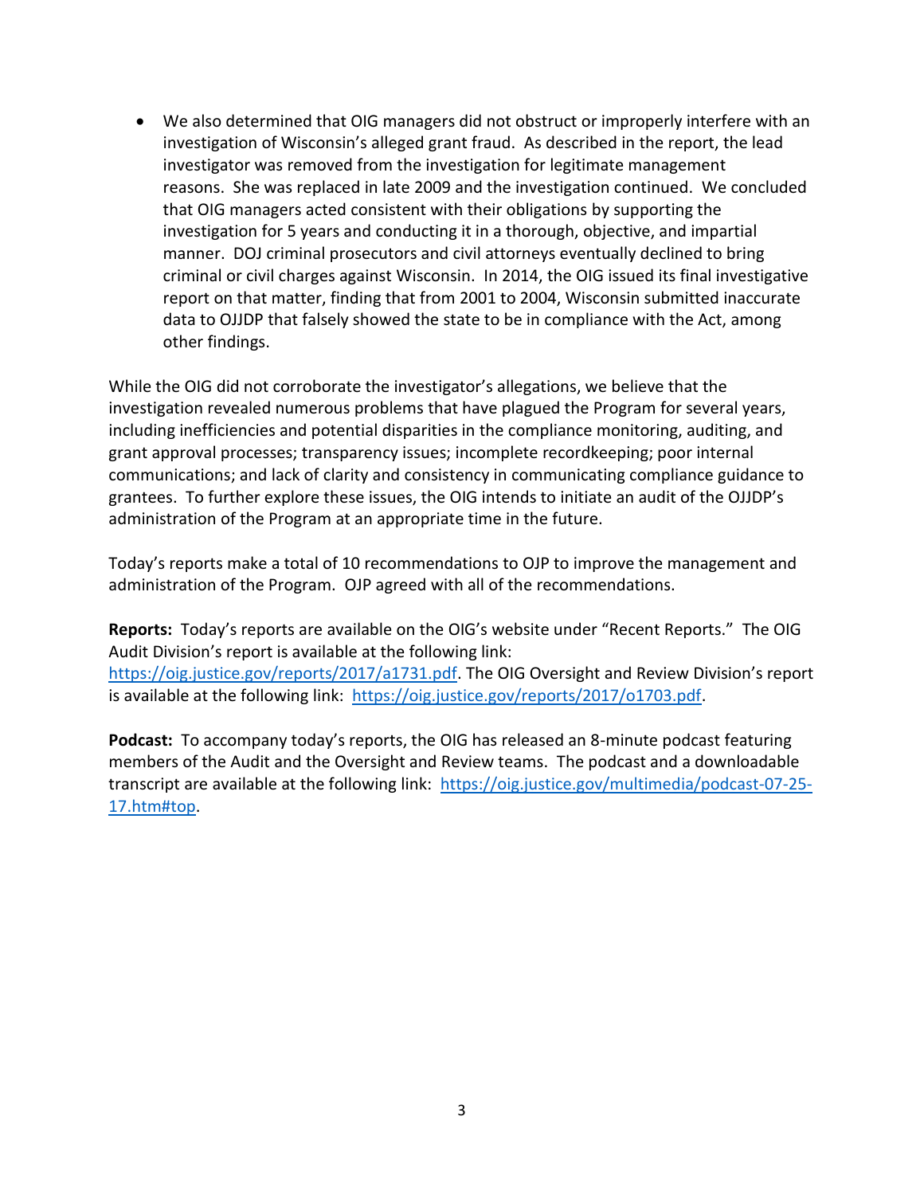- We also determined that OIG managers did not obstruct or improperly interfere with an investigation of Wisconsin's alleged grant fraud. As described in the report, the lead investigator was removed from the investigation for legitimate management reasons. She was replaced in late 2009 and the investigation continued. We concluded that OIG managers acted consistent with their obligations by supporting the investigation for 5 years and conducting it in a thorough, objective, and impartial manner. DOJ criminal prosecutors and civil attorneys eventually declined to bring criminal or civil charges against Wisconsin. In 2014, the OIG issued its final investigative report on that matter, finding that from 2001 to 2004, Wisconsin submitted inaccurate data to OJJDP that falsely showed the state to be in compliance with the Act, among other findings.

While the OIG did not corroborate the investigator's allegations, we believe that the investigation revealed numerous problems that have plagued the Program for several years, including inefficiencies and potential disparities in the compliance monitoring, auditing, and grant approval processes; transparency issues; incomplete recordkeeping; poor internal communications; and lack of clarity and consistency in communicating compliance guidance to grantees. To further explore these issues, the OIG intends to initiate an audit of the OJJDP's administration of the Program at an appropriate time in the future.

Today's reports make a total of 10 recommendations to OJP to improve the management and administration of the Program. OJP agreed with all of the recommendations.

**Reports:** Today's reports are available on the OIG's website under "Recent Reports." The OIG Audit Division's report is available at the following link: https://oig.justice.gov/reports/2017/a1731.pdf. The OIG Oversight and Review Division's report is available at the following link: https://oig.justice.gov/reports/2017/o1703.pdf.

**Podcast:** To accompany today's reports, the OIG has released an 8-minute podcast featuring members of the Audit and the Oversight and Review teams. The podcast and a downloadable transcript are available at the following link: https://oig.justice.gov/multimedia/podcast-07-25-17.htm#top.